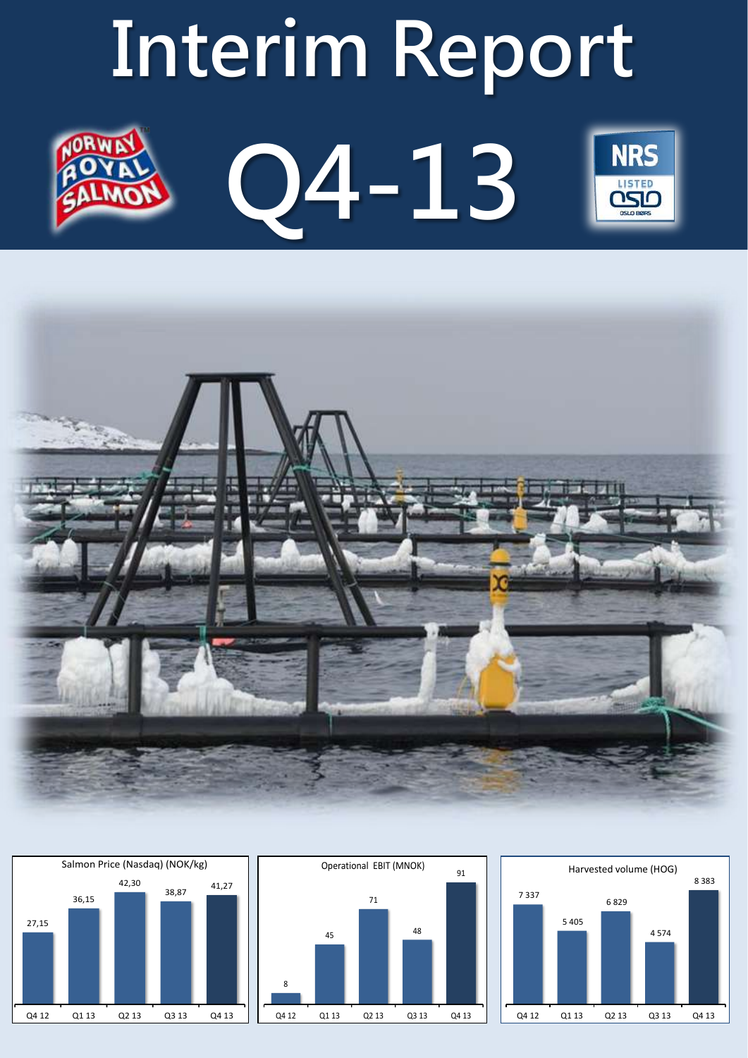# Interim Report

# Q4-13

Salmon Price (Nasdaq) (NOK/kg)

| Q4 12 | Q1 13 | Q2 13 | Q3 13 | Q4 13 |
|---|---|---|---|---|
| 27,15 | 36,15 | 42,30 | 38,87 | 41,27 |

Operational EBIT (MNOK)

| Q4 12 | Q1 13 | Q2 13 | Q3 13 | Q4 13 |
|---|---|---|---|---|
| 8 | 45 | 71 | 48 | 91 |

Harvested volume (HOG)

| Q4 12 | Q1 13 | Q2 13 | Q3 13 | Q4 13 |
|---|---|---|---|---|
| 7 337 | 5 405 | 6 829 | 4 574 | 8 383 |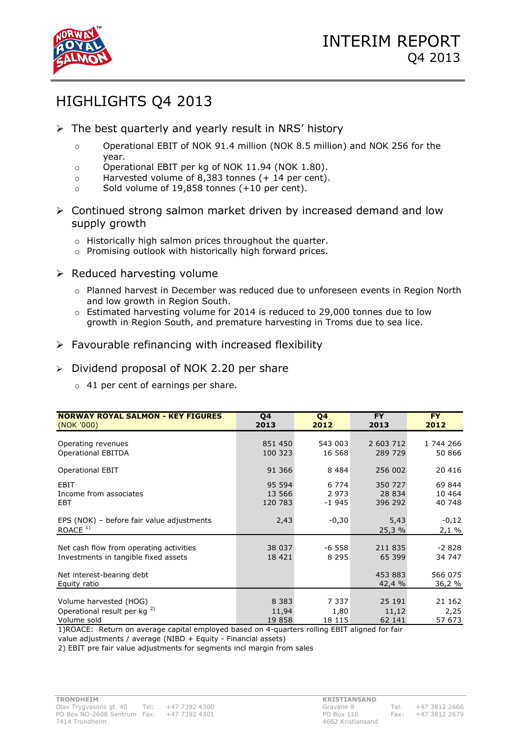# INTERIM REPORT Q4 2013

## HIGHLIGHTS Q4 2013

- The best quarterly and yearly result in NRS' history
  - Operational EBIT of NOK 91.4 million (NOK 8.5 million) and NOK 256 for the year.
  - Operational EBIT per kg of NOK 11.94 (NOK 1.80).
  - Harvested volume of 8,383 tonnes (+ 14 per cent).
  - Sold volume of 19,858 tonnes (+10 per cent).
- Continued strong salmon market driven by increased demand and low supply growth
  - Historically high salmon prices throughout the quarter.
  - Promising outlook with historically high forward prices.
- Reduced harvesting volume
  - Planned harvest in December was reduced due to unforeseen events in Region North and low growth in Region South.
  - Estimated harvesting volume for 2014 is reduced to 29,000 tonnes due to low growth in Region South, and premature harvesting in Troms due to sea lice.
- Favourable refinancing with increased flexibility
- Dividend proposal of NOK 2.20 per share
  - 41 per cent of earnings per share.

| **NORWAY ROYAL SALMON - KEY FIGURES** (NOK '000) | **Q4 2013** | **Q4 2012** | **FY 2013** | **FY 2012** |
|---|---|---|---|---|
| Operating revenues | 851 450 | 543 003 | 2 603 712 | 1 744 266 |
| Operational EBITDA | 100 323 | 16 568 | 289 729 | 50 866 |
| Operational EBIT | 91 366 | 8 484 | 256 002 | 20 416 |
| EBIT | 95 594 | 6 774 | 350 727 | 69 844 |
| Income from associates | 13 566 | 2 973 | 28 834 | 10 464 |
| EBT | 120 783 | -1 945 | 396 292 | 40 748 |
| EPS (NOK) – before fair value adjustments | 2,43 | -0,30 | 5,43 | -0,12 |
| ROACE [1] | | | 25,3 % | 2,1 % |
| Net cash flow from operating activities | 38 037 | -6 558 | 211 835 | -2 828 |
| Investments in tangible fixed assets | 18 421 | 8 295 | 65 399 | 34 747 |
| Net interest-bearing debt | | | 453 883 | 566 075 |
| Equity ratio | | | 42,4 % | 36,2 % |
| Volume harvested (HOG) | 8 383 | 7 337 | 25 191 | 21 162 |
| Operational result per kg [2] | 11,94 | 1,80 | 11,12 | 2,25 |
| Volume sold | 19 858 | 18 115 | 62 141 | 57 673 |

1)ROACE: Return on average capital employed based on 4-quarters rolling EBIT aligned for fair value adjustments / average (NIBD + Equity - Financial assets)
2) EBIT pre fair value adjustments for segments incl margin from sales

**TRONDHEIM**
Olav Trygvasons gt. 40 Tel: +47 7392 4300
PO Box NO-2608 Sentrum Fax: +47 7392 4301
7414 Trondheim

**KRISTIANSAND**
Gravane 8 Tel: +47 3812 2666
PO Box 110 Fax: +47 3812 2679
4662 Kristiansand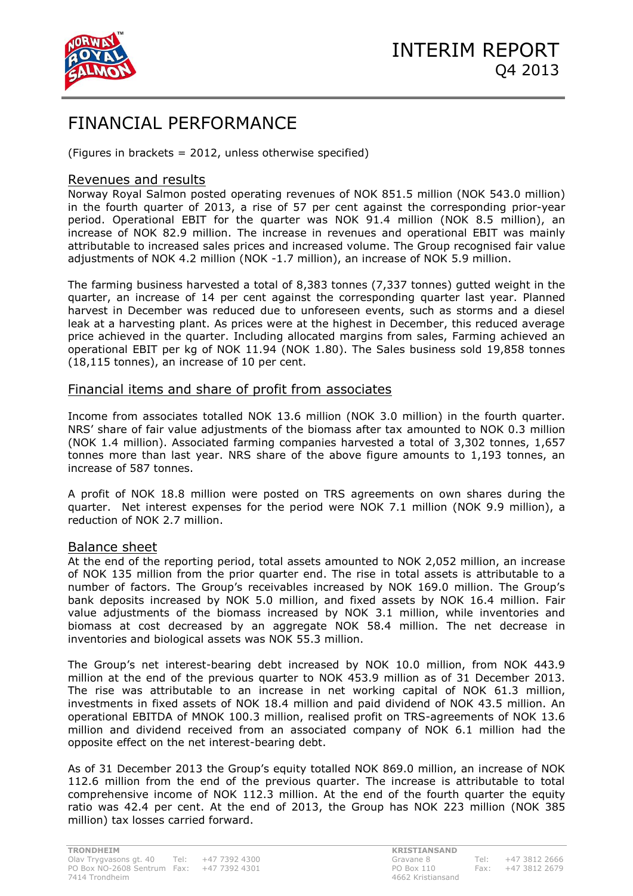# FINANCIAL PERFORMANCE

(Figures in brackets = 2012, unless otherwise specified)

## Revenues and results

Norway Royal Salmon posted operating revenues of NOK 851.5 million (NOK 543.0 million) in the fourth quarter of 2013, a rise of 57 per cent against the corresponding prior-year period. Operational EBIT for the quarter was NOK 91.4 million (NOK 8.5 million), an increase of NOK 82.9 million. The increase in revenues and operational EBIT was mainly attributable to increased sales prices and increased volume. The Group recognised fair value adjustments of NOK 4.2 million (NOK -1.7 million), an increase of NOK 5.9 million.

The farming business harvested a total of 8,383 tonnes (7,337 tonnes) gutted weight in the quarter, an increase of 14 per cent against the corresponding quarter last year. Planned harvest in December was reduced due to unforeseen events, such as storms and a diesel leak at a harvesting plant. As prices were at the highest in December, this reduced average price achieved in the quarter. Including allocated margins from sales, Farming achieved an operational EBIT per kg of NOK 11.94 (NOK 1.80). The Sales business sold 19,858 tonnes (18,115 tonnes), an increase of 10 per cent.

## Financial items and share of profit from associates

Income from associates totalled NOK 13.6 million (NOK 3.0 million) in the fourth quarter. NRS' share of fair value adjustments of the biomass after tax amounted to NOK 0.3 million (NOK 1.4 million). Associated farming companies harvested a total of 3,302 tonnes, 1,657 tonnes more than last year. NRS share of the above figure amounts to 1,193 tonnes, an increase of 587 tonnes.

A profit of NOK 18.8 million were posted on TRS agreements on own shares during the quarter. Net interest expenses for the period were NOK 7.1 million (NOK 9.9 million), a reduction of NOK 2.7 million.

## Balance sheet

At the end of the reporting period, total assets amounted to NOK 2,052 million, an increase of NOK 135 million from the prior quarter end. The rise in total assets is attributable to a number of factors. The Group's receivables increased by NOK 169.0 million. The Group's bank deposits increased by NOK 5.0 million, and fixed assets by NOK 16.4 million. Fair value adjustments of the biomass increased by NOK 3.1 million, while inventories and biomass at cost decreased by an aggregate NOK 58.4 million. The net decrease in inventories and biological assets was NOK 55.3 million.

The Group's net interest-bearing debt increased by NOK 10.0 million, from NOK 443.9 million at the end of the previous quarter to NOK 453.9 million as of 31 December 2013. The rise was attributable to an increase in net working capital of NOK 61.3 million, investments in fixed assets of NOK 18.4 million and paid dividend of NOK 43.5 million. An operational EBITDA of MNOK 100.3 million, realised profit on TRS-agreements of NOK 13.6 million and dividend received from an associated company of NOK 6.1 million had the opposite effect on the net interest-bearing debt.

As of 31 December 2013 the Group's equity totalled NOK 869.0 million, an increase of NOK 112.6 million from the end of the previous quarter. The increase is attributable to total comprehensive income of NOK 112.3 million. At the end of the fourth quarter the equity ratio was 42.4 per cent. At the end of 2013, the Group has NOK 223 million (NOK 385 million) tax losses carried forward.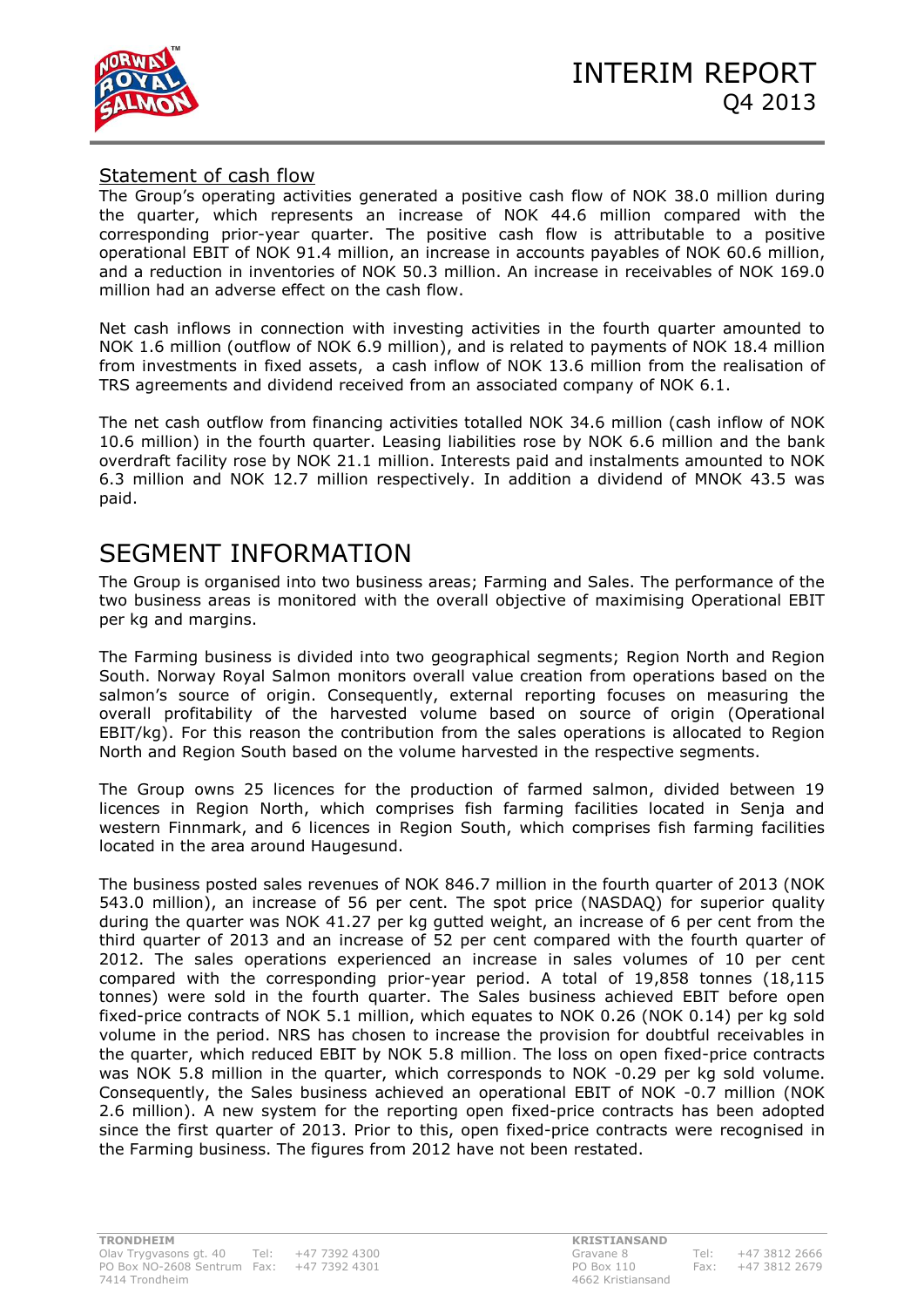### Statement of cash flow

The Group's operating activities generated a positive cash flow of NOK 38.0 million during the quarter, which represents an increase of NOK 44.6 million compared with the corresponding prior-year quarter. The positive cash flow is attributable to a positive operational EBIT of NOK 91.4 million, an increase in accounts payables of NOK 60.6 million, and a reduction in inventories of NOK 50.3 million. An increase in receivables of NOK 169.0 million had an adverse effect on the cash flow.

Net cash inflows in connection with investing activities in the fourth quarter amounted to NOK 1.6 million (outflow of NOK 6.9 million), and is related to payments of NOK 18.4 million from investments in fixed assets, a cash inflow of NOK 13.6 million from the realisation of TRS agreements and dividend received from an associated company of NOK 6.1.

The net cash outflow from financing activities totalled NOK 34.6 million (cash inflow of NOK 10.6 million) in the fourth quarter. Leasing liabilities rose by NOK 6.6 million and the bank overdraft facility rose by NOK 21.1 million. Interests paid and instalments amounted to NOK 6.3 million and NOK 12.7 million respectively. In addition a dividend of MNOK 43.5 was paid.

# SEGMENT INFORMATION

The Group is organised into two business areas; Farming and Sales. The performance of the two business areas is monitored with the overall objective of maximising Operational EBIT per kg and margins.

The Farming business is divided into two geographical segments; Region North and Region South. Norway Royal Salmon monitors overall value creation from operations based on the salmon's source of origin. Consequently, external reporting focuses on measuring the overall profitability of the harvested volume based on source of origin (Operational EBIT/kg). For this reason the contribution from the sales operations is allocated to Region North and Region South based on the volume harvested in the respective segments.

The Group owns 25 licences for the production of farmed salmon, divided between 19 licences in Region North, which comprises fish farming facilities located in Senja and western Finnmark, and 6 licences in Region South, which comprises fish farming facilities located in the area around Haugesund.

The business posted sales revenues of NOK 846.7 million in the fourth quarter of 2013 (NOK 543.0 million), an increase of 56 per cent. The spot price (NASDAQ) for superior quality during the quarter was NOK 41.27 per kg gutted weight, an increase of 6 per cent from the third quarter of 2013 and an increase of 52 per cent compared with the fourth quarter of 2012. The sales operations experienced an increase in sales volumes of 10 per cent compared with the corresponding prior-year period. A total of 19,858 tonnes (18,115 tonnes) were sold in the fourth quarter. The Sales business achieved EBIT before open fixed-price contracts of NOK 5.1 million, which equates to NOK 0.26 (NOK 0.14) per kg sold volume in the period. NRS has chosen to increase the provision for doubtful receivables in the quarter, which reduced EBIT by NOK 5.8 million. The loss on open fixed-price contracts was NOK 5.8 million in the quarter, which corresponds to NOK -0.29 per kg sold volume. Consequently, the Sales business achieved an operational EBIT of NOK -0.7 million (NOK 2.6 million). A new system for the reporting open fixed-price contracts has been adopted since the first quarter of 2013. Prior to this, open fixed-price contracts were recognised in the Farming business. The figures from 2012 have not been restated.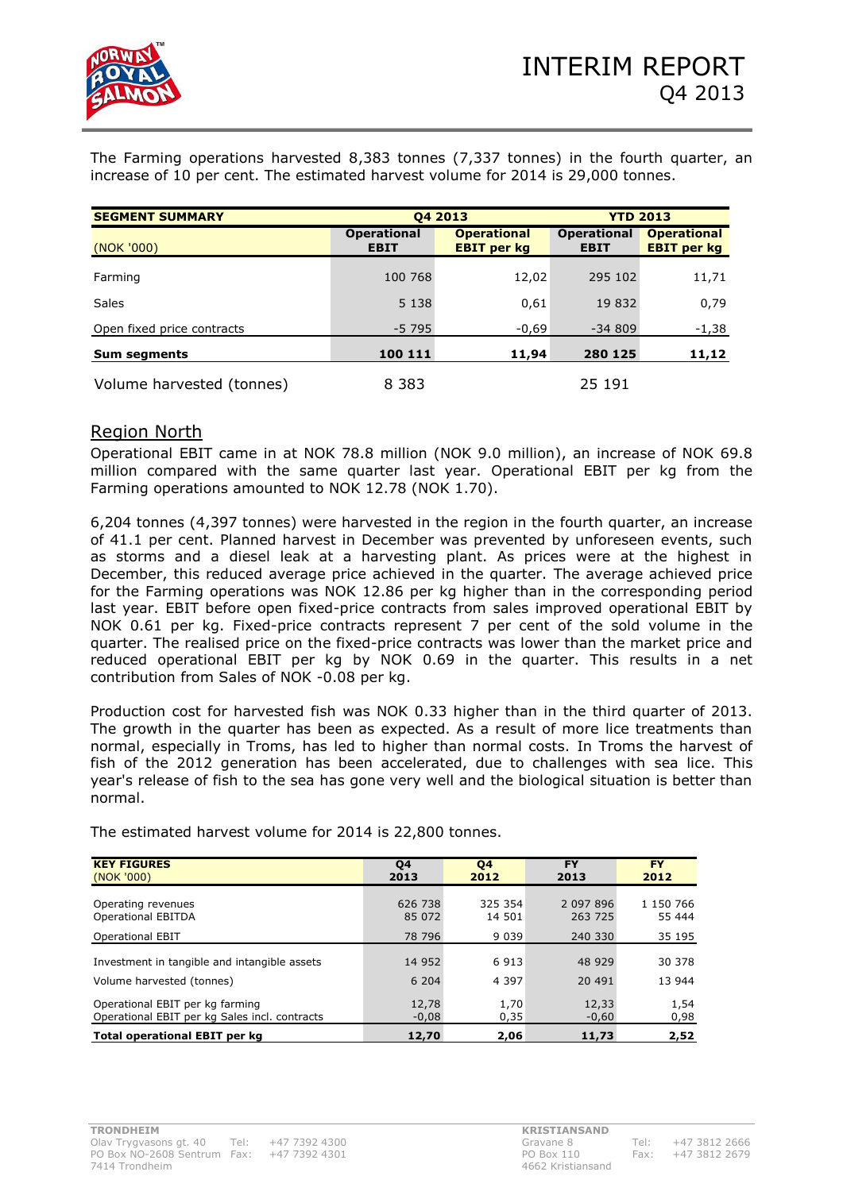The Farming operations harvested 8,383 tonnes (7,337 tonnes) in the fourth quarter, an increase of 10 per cent. The estimated harvest volume for 2014 is 29,000 tonnes.

| SEGMENT SUMMARY | Q4 2013 | | YTD 2013 | |
|---|---|---|---|---|
| (NOK '000) | Operational EBIT | Operational EBIT per kg | Operational EBIT | Operational EBIT per kg |
| Farming | 100 768 | 12,02 | 295 102 | 11,71 |
| Sales | 5 138 | 0,61 | 19 832 | 0,79 |
| Open fixed price contracts | -5 795 | -0,69 | -34 809 | -1,38 |
| **Sum segments** | **100 111** | **11,94** | **280 125** | **11,12** |
| Volume harvested (tonnes) | 8 383 | | 25 191 | |

## Region North

Operational EBIT came in at NOK 78.8 million (NOK 9.0 million), an increase of NOK 69.8 million compared with the same quarter last year. Operational EBIT per kg from the Farming operations amounted to NOK 12.78 (NOK 1.70).

6,204 tonnes (4,397 tonnes) were harvested in the region in the fourth quarter, an increase of 41.1 per cent. Planned harvest in December was prevented by unforeseen events, such as storms and a diesel leak at a harvesting plant. As prices were at the highest in December, this reduced average price achieved in the quarter. The average achieved price for the Farming operations was NOK 12.86 per kg higher than in the corresponding period last year. EBIT before open fixed-price contracts from sales improved operational EBIT by NOK 0.61 per kg. Fixed-price contracts represent 7 per cent of the sold volume in the quarter. The realised price on the fixed-price contracts was lower than the market price and reduced operational EBIT per kg by NOK 0.69 in the quarter. This results in a net contribution from Sales of NOK -0.08 per kg.

Production cost for harvested fish was NOK 0.33 higher than in the third quarter of 2013. The growth in the quarter has been as expected. As a result of more lice treatments than normal, especially in Troms, has led to higher than normal costs. In Troms the harvest of fish of the 2012 generation has been accelerated, due to challenges with sea lice. This year's release of fish to the sea has gone very well and the biological situation is better than normal.

The estimated harvest volume for 2014 is 22,800 tonnes.

| KEY FIGURES (NOK '000) | Q4 2013 | Q4 2012 | FY 2013 | FY 2012 |
|---|---|---|---|---|
| Operating revenues | 626 738 | 325 354 | 2 097 896 | 1 150 766 |
| Operational EBITDA | 85 072 | 14 501 | 263 725 | 55 444 |
| Operational EBIT | 78 796 | 9 039 | 240 330 | 35 195 |
| Investment in tangible and intangible assets | 14 952 | 6 913 | 48 929 | 30 378 |
| Volume harvested (tonnes) | 6 204 | 4 397 | 20 491 | 13 944 |
| Operational EBIT per kg farming | 12,78 | 1,70 | 12,33 | 1,54 |
| Operational EBIT per kg Sales incl. contracts | -0,08 | 0,35 | -0,60 | 0,98 |
| **Total operational EBIT per kg** | **12,70** | **2,06** | **11,73** | **2,52** |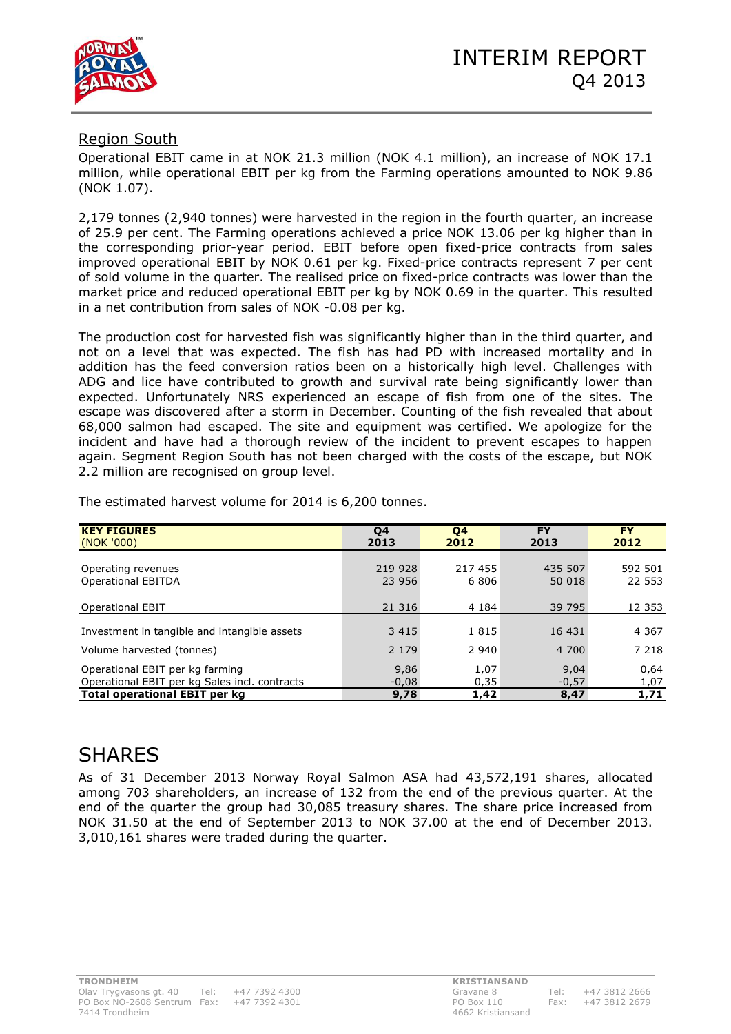## Region South

Operational EBIT came in at NOK 21.3 million (NOK 4.1 million), an increase of NOK 17.1 million, while operational EBIT per kg from the Farming operations amounted to NOK 9.86 (NOK 1.07).

2,179 tonnes (2,940 tonnes) were harvested in the region in the fourth quarter, an increase of 25.9 per cent. The Farming operations achieved a price NOK 13.06 per kg higher than in the corresponding prior-year period. EBIT before open fixed-price contracts from sales improved operational EBIT by NOK 0.61 per kg. Fixed-price contracts represent 7 per cent of sold volume in the quarter. The realised price on fixed-price contracts was lower than the market price and reduced operational EBIT per kg by NOK 0.69 in the quarter. This resulted in a net contribution from sales of NOK -0.08 per kg.

The production cost for harvested fish was significantly higher than in the third quarter, and not on a level that was expected. The fish has had PD with increased mortality and in addition has the feed conversion ratios been on a historically high level. Challenges with ADG and lice have contributed to growth and survival rate being significantly lower than expected. Unfortunately NRS experienced an escape of fish from one of the sites. The escape was discovered after a storm in December. Counting of the fish revealed that about 68,000 salmon had escaped. The site and equipment was certified. We apologize for the incident and have had a thorough review of the incident to prevent escapes to happen again. Segment Region South has not been charged with the costs of the escape, but NOK 2.2 million are recognised on group level.

The estimated harvest volume for 2014 is 6,200 tonnes.

| **KEY FIGURES** (NOK '000) | Q4 2013 | Q4 2012 | FY 2013 | FY 2012 |
|---|---|---|---|---|
| Operating revenues | 219 928 | 217 455 | 435 507 | 592 501 |
| Operational EBITDA | 23 956 | 6 806 | 50 018 | 22 553 |
| Operational EBIT | 21 316 | 4 184 | 39 795 | 12 353 |
| Investment in tangible and intangible assets | 3 415 | 1 815 | 16 431 | 4 367 |
| Volume harvested (tonnes) | 2 179 | 2 940 | 4 700 | 7 218 |
| Operational EBIT per kg farming | 9,86 | 1,07 | 9,04 | 0,64 |
| Operational EBIT per kg Sales incl. contracts | -0,08 | 0,35 | -0,57 | 1,07 |
| **Total operational EBIT per kg** | **9,78** | **1,42** | **8,47** | **1,71** |

# SHARES

As of 31 December 2013 Norway Royal Salmon ASA had 43,572,191 shares, allocated among 703 shareholders, an increase of 132 from the end of the previous quarter. At the end of the quarter the group had 30,085 treasury shares. The share price increased from NOK 31.50 at the end of September 2013 to NOK 37.00 at the end of December 2013. 3,010,161 shares were traded during the quarter.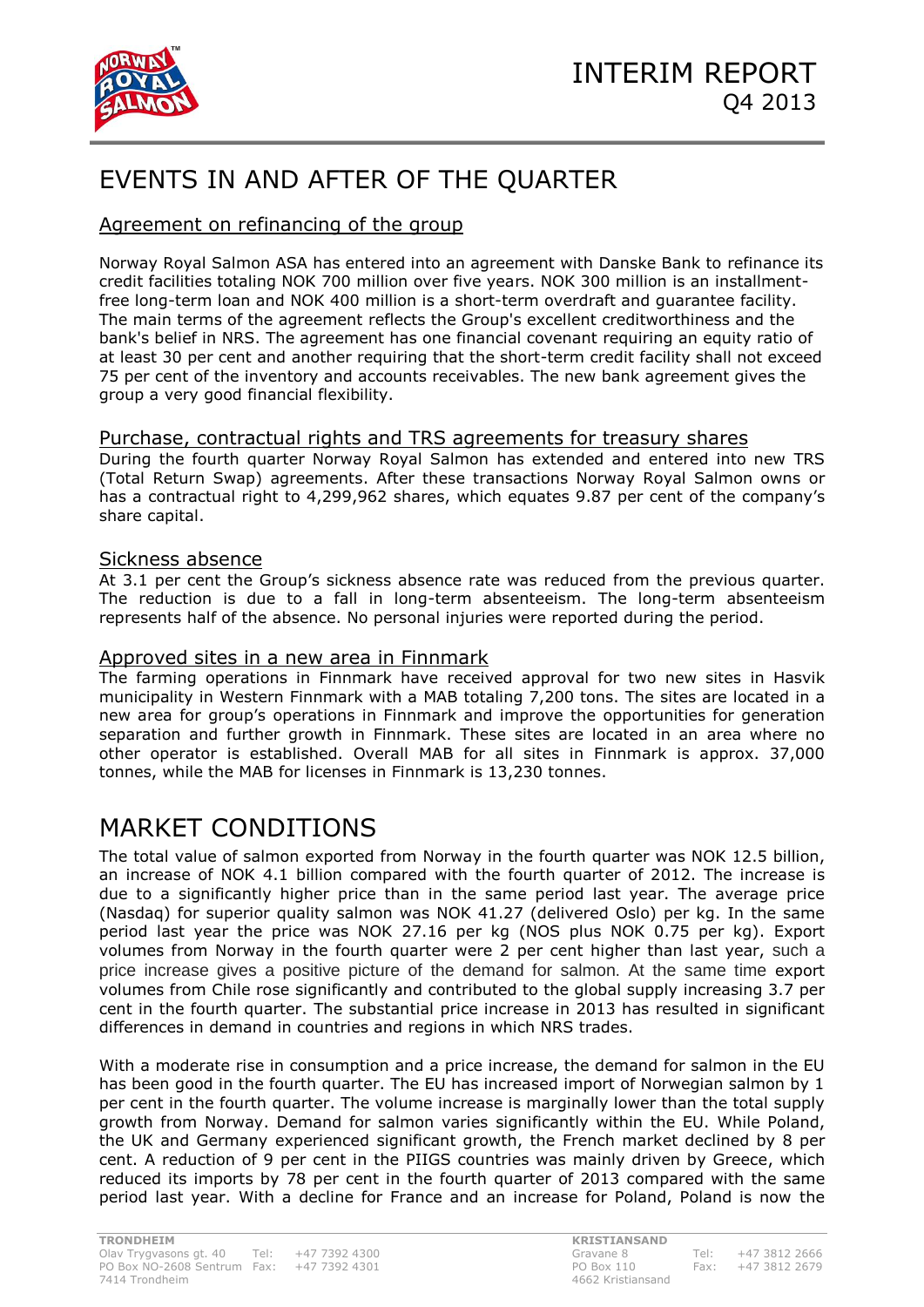# EVENTS IN AND AFTER OF THE QUARTER

## Agreement on refinancing of the group

Norway Royal Salmon ASA has entered into an agreement with Danske Bank to refinance its credit facilities totaling NOK 700 million over five years. NOK 300 million is an installment-free long-term loan and NOK 400 million is a short-term overdraft and guarantee facility. The main terms of the agreement reflects the Group's excellent creditworthiness and the bank's belief in NRS. The agreement has one financial covenant requiring an equity ratio of at least 30 per cent and another requiring that the short-term credit facility shall not exceed 75 per cent of the inventory and accounts receivables. The new bank agreement gives the group a very good financial flexibility.

## Purchase, contractual rights and TRS agreements for treasury shares

During the fourth quarter Norway Royal Salmon has extended and entered into new TRS (Total Return Swap) agreements. After these transactions Norway Royal Salmon owns or has a contractual right to 4,299,962 shares, which equates 9.87 per cent of the company's share capital.

## Sickness absence

At 3.1 per cent the Group's sickness absence rate was reduced from the previous quarter. The reduction is due to a fall in long-term absenteeism. The long-term absenteeism represents half of the absence. No personal injuries were reported during the period.

## Approved sites in a new area in Finnmark

The farming operations in Finnmark have received approval for two new sites in Hasvik municipality in Western Finnmark with a MAB totaling 7,200 tons. The sites are located in a new area for group's operations in Finnmark and improve the opportunities for generation separation and further growth in Finnmark. These sites are located in an area where no other operator is established. Overall MAB for all sites in Finnmark is approx. 37,000 tonnes, while the MAB for licenses in Finnmark is 13,230 tonnes.

# MARKET CONDITIONS

The total value of salmon exported from Norway in the fourth quarter was NOK 12.5 billion, an increase of NOK 4.1 billion compared with the fourth quarter of 2012. The increase is due to a significantly higher price than in the same period last year. The average price (Nasdaq) for superior quality salmon was NOK 41.27 (delivered Oslo) per kg. In the same period last year the price was NOK 27.16 per kg (NOS plus NOK 0.75 per kg). Export volumes from Norway in the fourth quarter were 2 per cent higher than last year, such a price increase gives a positive picture of the demand for salmon. At the same time export volumes from Chile rose significantly and contributed to the global supply increasing 3.7 per cent in the fourth quarter. The substantial price increase in 2013 has resulted in significant differences in demand in countries and regions in which NRS trades.

With a moderate rise in consumption and a price increase, the demand for salmon in the EU has been good in the fourth quarter. The EU has increased import of Norwegian salmon by 1 per cent in the fourth quarter. The volume increase is marginally lower than the total supply growth from Norway. Demand for salmon varies significantly within the EU. While Poland, the UK and Germany experienced significant growth, the French market declined by 8 per cent. A reduction of 9 per cent in the PIIGS countries was mainly driven by Greece, which reduced its imports by 78 per cent in the fourth quarter of 2013 compared with the same period last year. With a decline for France and an increase for Poland, Poland is now the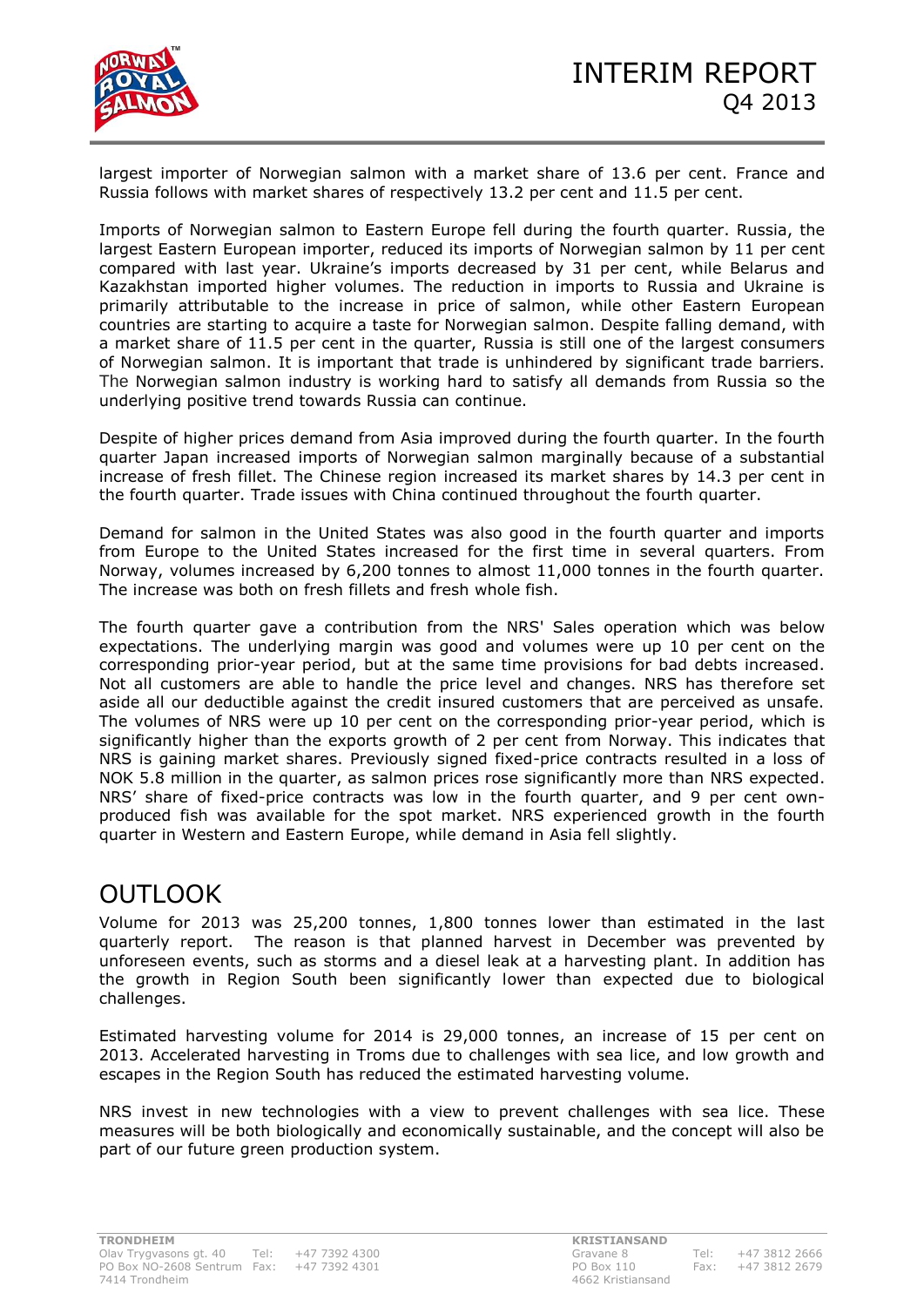largest importer of Norwegian salmon with a market share of 13.6 per cent. France and Russia follows with market shares of respectively 13.2 per cent and 11.5 per cent.

Imports of Norwegian salmon to Eastern Europe fell during the fourth quarter. Russia, the largest Eastern European importer, reduced its imports of Norwegian salmon by 11 per cent compared with last year. Ukraine's imports decreased by 31 per cent, while Belarus and Kazakhstan imported higher volumes. The reduction in imports to Russia and Ukraine is primarily attributable to the increase in price of salmon, while other Eastern European countries are starting to acquire a taste for Norwegian salmon. Despite falling demand, with a market share of 11.5 per cent in the quarter, Russia is still one of the largest consumers of Norwegian salmon. It is important that trade is unhindered by significant trade barriers. The Norwegian salmon industry is working hard to satisfy all demands from Russia so the underlying positive trend towards Russia can continue.

Despite of higher prices demand from Asia improved during the fourth quarter. In the fourth quarter Japan increased imports of Norwegian salmon marginally because of a substantial increase of fresh fillet. The Chinese region increased its market shares by 14.3 per cent in the fourth quarter. Trade issues with China continued throughout the fourth quarter.

Demand for salmon in the United States was also good in the fourth quarter and imports from Europe to the United States increased for the first time in several quarters. From Norway, volumes increased by 6,200 tonnes to almost 11,000 tonnes in the fourth quarter. The increase was both on fresh fillets and fresh whole fish.

The fourth quarter gave a contribution from the NRS' Sales operation which was below expectations. The underlying margin was good and volumes were up 10 per cent on the corresponding prior-year period, but at the same time provisions for bad debts increased. Not all customers are able to handle the price level and changes. NRS has therefore set aside all our deductible against the credit insured customers that are perceived as unsafe. The volumes of NRS were up 10 per cent on the corresponding prior-year period, which is significantly higher than the exports growth of 2 per cent from Norway. This indicates that NRS is gaining market shares. Previously signed fixed-price contracts resulted in a loss of NOK 5.8 million in the quarter, as salmon prices rose significantly more than NRS expected. NRS' share of fixed-price contracts was low in the fourth quarter, and 9 per cent own-produced fish was available for the spot market. NRS experienced growth in the fourth quarter in Western and Eastern Europe, while demand in Asia fell slightly.

## OUTLOOK

Volume for 2013 was 25,200 tonnes, 1,800 tonnes lower than estimated in the last quarterly report. The reason is that planned harvest in December was prevented by unforeseen events, such as storms and a diesel leak at a harvesting plant. In addition has the growth in Region South been significantly lower than expected due to biological challenges.

Estimated harvesting volume for 2014 is 29,000 tonnes, an increase of 15 per cent on 2013. Accelerated harvesting in Troms due to challenges with sea lice, and low growth and escapes in the Region South has reduced the estimated harvesting volume.

NRS invest in new technologies with a view to prevent challenges with sea lice. These measures will be both biologically and economically sustainable, and the concept will also be part of our future green production system.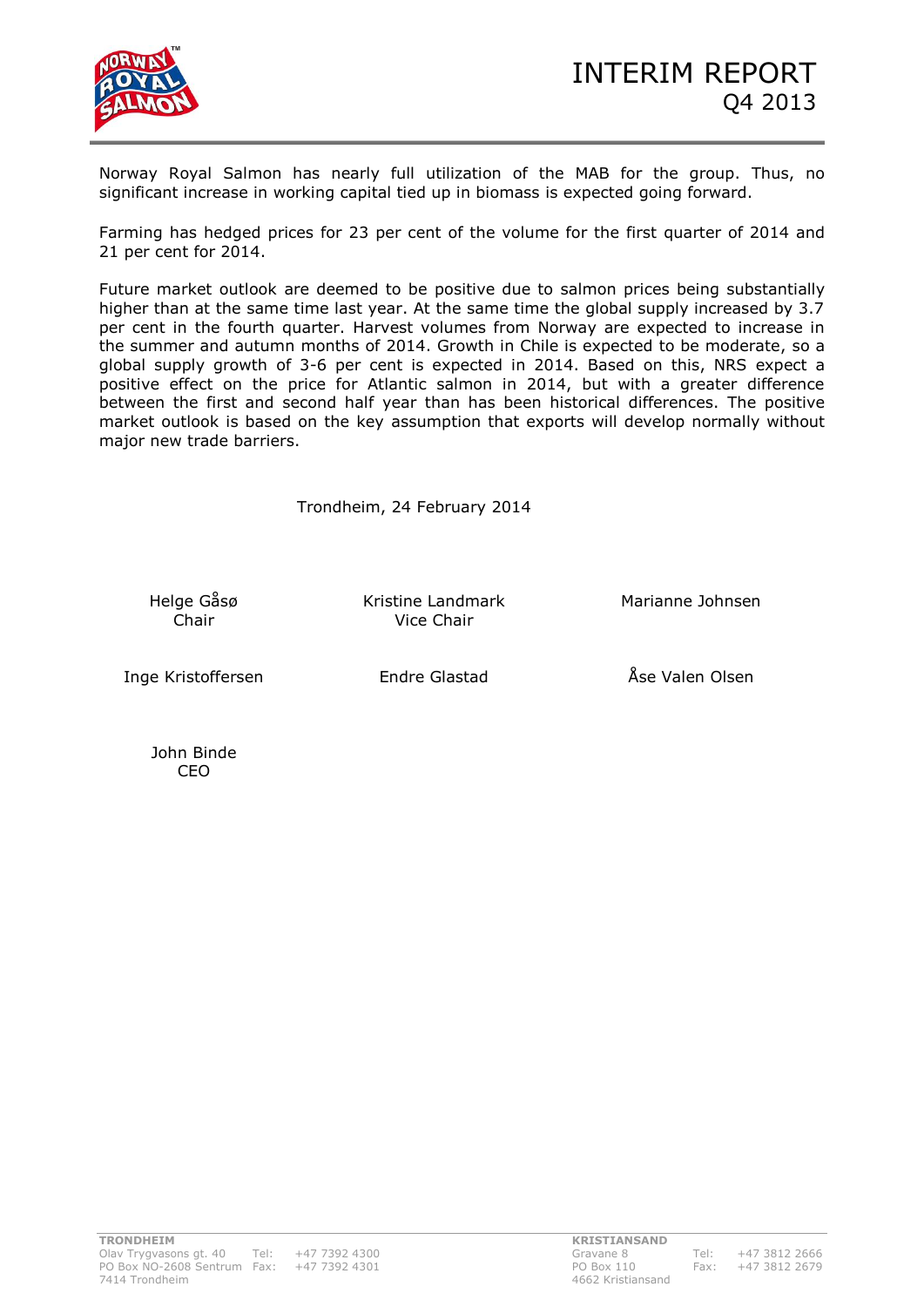Norway Royal Salmon has nearly full utilization of the MAB for the group. Thus, no significant increase in working capital tied up in biomass is expected going forward.

Farming has hedged prices for 23 per cent of the volume for the first quarter of 2014 and 21 per cent for 2014.

Future market outlook are deemed to be positive due to salmon prices being substantially higher than at the same time last year. At the same time the global supply increased by 3.7 per cent in the fourth quarter. Harvest volumes from Norway are expected to increase in the summer and autumn months of 2014. Growth in Chile is expected to be moderate, so a global supply growth of 3-6 per cent is expected in 2014. Based on this, NRS expect a positive effect on the price for Atlantic salmon in 2014, but with a greater difference between the first and second half year than has been historical differences. The positive market outlook is based on the key assumption that exports will develop normally without major new trade barriers.

Trondheim, 24 February 2014

Helge Gåsø
Chair

Kristine Landmark
Vice Chair

Marianne Johnsen

Inge Kristoffersen

Endre Glastad

Åse Valen Olsen

John Binde
CEO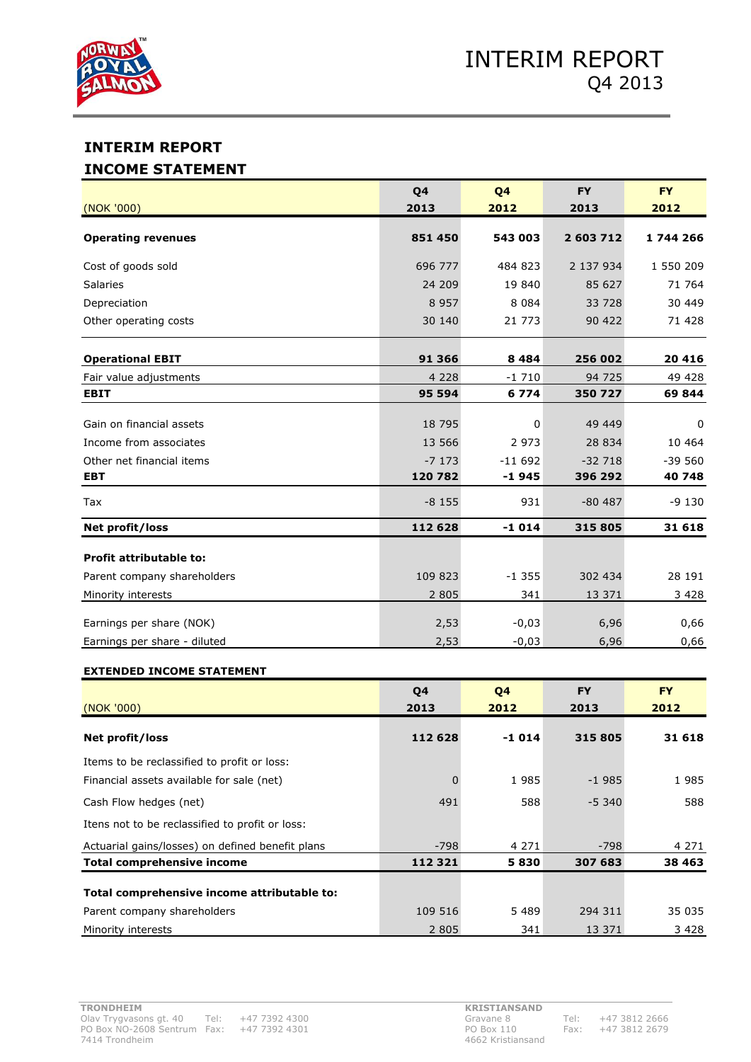# INTERIM REPORT

## INTERIM REPORT

## INCOME STATEMENT

| (NOK '000) | Q4 2013 | Q4 2012 | FY 2013 | FY 2012 |
|---|---|---|---|---|
| **Operating revenues** | **851 450** | **543 003** | **2 603 712** | **1 744 266** |
| Cost of goods sold | 696 777 | 484 823 | 2 137 934 | 1 550 209 |
| Salaries | 24 209 | 19 840 | 85 627 | 71 764 |
| Depreciation | 8 957 | 8 084 | 33 728 | 30 449 |
| Other operating costs | 30 140 | 21 773 | 90 422 | 71 428 |
| **Operational EBIT** | **91 366** | **8 484** | **256 002** | **20 416** |
| Fair value adjustments | 4 228 | -1 710 | 94 725 | 49 428 |
| **EBIT** | **95 594** | **6 774** | **350 727** | **69 844** |
| Gain on financial assets | 18 795 | 0 | 49 449 | 0 |
| Income from associates | 13 566 | 2 973 | 28 834 | 10 464 |
| Other net financial items | -7 173 | -11 692 | -32 718 | -39 560 |
| **EBT** | **120 782** | **-1 945** | **396 292** | **40 748** |
| Tax | -8 155 | 931 | -80 487 | -9 130 |
| **Net profit/loss** | **112 628** | **-1 014** | **315 805** | **31 618** |
| **Profit attributable to:** | | | | |
| Parent company shareholders | 109 823 | -1 355 | 302 434 | 28 191 |
| Minority interests | 2 805 | 341 | 13 371 | 3 428 |
| Earnings per share (NOK) | 2,53 | -0,03 | 6,96 | 0,66 |
| Earnings per share - diluted | 2,53 | -0,03 | 6,96 | 0,66 |

## EXTENDED INCOME STATEMENT

| (NOK '000) | Q4 2013 | Q4 2012 | FY 2013 | FY 2012 |
|---|---|---|---|---|
| **Net profit/loss** | **112 628** | **-1 014** | **315 805** | **31 618** |
| Items to be reclassified to profit or loss: | | | | |
| Financial assets available for sale (net) | 0 | 1 985 | -1 985 | 1 985 |
| Cash Flow hedges (net) | 491 | 588 | -5 340 | 588 |
| Itens not to be reclassified to profit or loss: | | | | |
| Actuarial gains/losses) on defined benefit plans | -798 | 4 271 | -798 | 4 271 |
| **Total comprehensive income** | **112 321** | **5 830** | **307 683** | **38 463** |
| **Total comprehensive income attributable to:** | | | | |
| Parent company shareholders | 109 516 | 5 489 | 294 311 | 35 035 |
| Minority interests | 2 805 | 341 | 13 371 | 3 428 |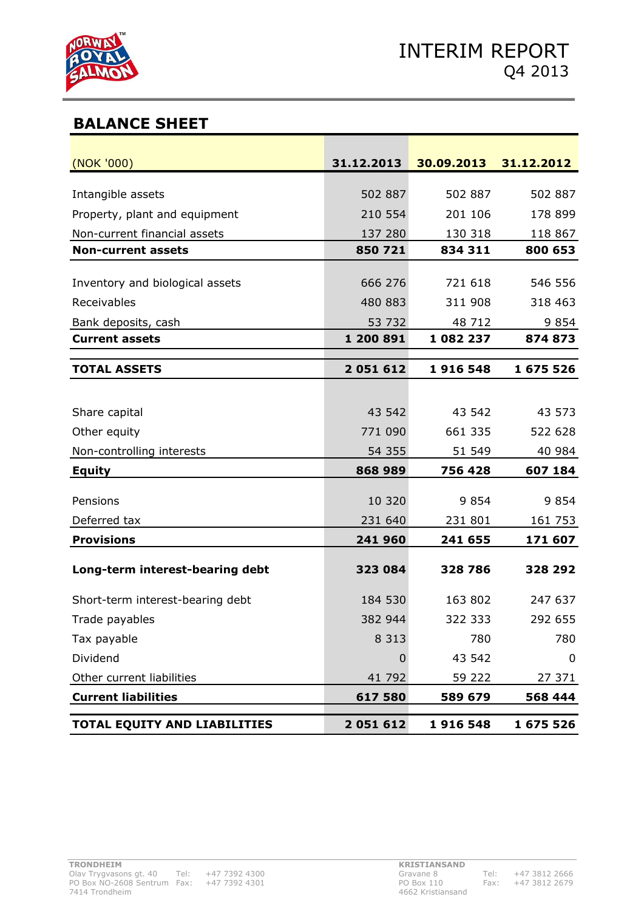## BALANCE SHEET

| (NOK '000) | 31.12.2013 | 30.09.2013 | 31.12.2012 |
|---|---|---|---|
| Intangible assets | 502 887 | 502 887 | 502 887 |
| Property, plant and equipment | 210 554 | 201 106 | 178 899 |
| Non-current financial assets | 137 280 | 130 318 | 118 867 |
| **Non-current assets** | **850 721** | **834 311** | **800 653** |
| Inventory and biological assets | 666 276 | 721 618 | 546 556 |
| Receivables | 480 883 | 311 908 | 318 463 |
| Bank deposits, cash | 53 732 | 48 712 | 9 854 |
| **Current assets** | **1 200 891** | **1 082 237** | **874 873** |
| **TOTAL ASSETS** | **2 051 612** | **1 916 548** | **1 675 526** |
| Share capital | 43 542 | 43 542 | 43 573 |
| Other equity | 771 090 | 661 335 | 522 628 |
| Non-controlling interests | 54 355 | 51 549 | 40 984 |
| **Equity** | **868 989** | **756 428** | **607 184** |
| Pensions | 10 320 | 9 854 | 9 854 |
| Deferred tax | 231 640 | 231 801 | 161 753 |
| **Provisions** | **241 960** | **241 655** | **171 607** |
| **Long-term interest-bearing debt** | **323 084** | **328 786** | **328 292** |
| Short-term interest-bearing debt | 184 530 | 163 802 | 247 637 |
| Trade payables | 382 944 | 322 333 | 292 655 |
| Tax payable | 8 313 | 780 | 780 |
| Dividend | 0 | 43 542 | 0 |
| Other current liabilities | 41 792 | 59 222 | 27 371 |
| **Current liabilities** | **617 580** | **589 679** | **568 444** |
| **TOTAL EQUITY AND LIABILITIES** | **2 051 612** | **1 916 548** | **1 675 526** |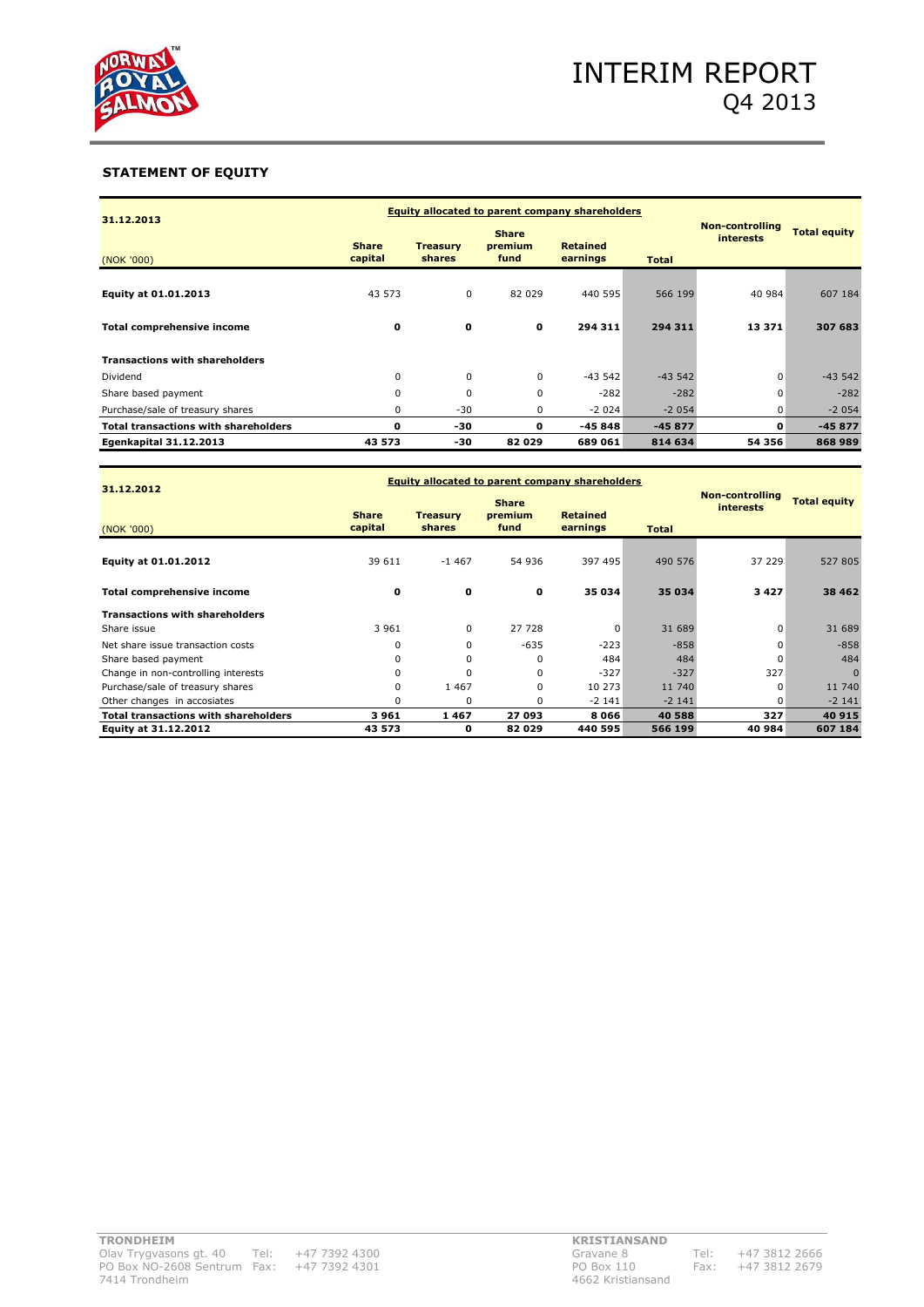## STATEMENT OF EQUITY

| 31.12.2013 | Equity allocated to parent company shareholders | | | | | Non-controlling interests | Total equity |
|---|---|---|---|---|---|---|---|
| (NOK '000) | Share capital | Treasury shares | Share premium fund | Retained earnings | Total | | |
| **Equity at 01.01.2013** | 43 573 | 0 | 82 029 | 440 595 | 566 199 | 40 984 | 607 184 |
| **Total comprehensive income** | **0** | **0** | **0** | **294 311** | **294 311** | **13 371** | **307 683** |
| **Transactions with shareholders** | | | | | | | |
| Dividend | 0 | 0 | 0 | -43 542 | -43 542 | 0 | -43 542 |
| Share based payment | 0 | 0 | 0 | -282 | -282 | 0 | -282 |
| Purchase/sale of treasury shares | 0 | -30 | 0 | -2 024 | -2 054 | 0 | -2 054 |
| **Total transactions with shareholders** | **0** | **-30** | **0** | **-45 848** | **-45 877** | **0** | **-45 877** |
| **Egenkapital 31.12.2013** | **43 573** | **-30** | **82 029** | **689 061** | **814 634** | **54 356** | **868 989** |

| 31.12.2012 | Equity allocated to parent company shareholders | | | | | Non-controlling interests | Total equity |
|---|---|---|---|---|---|---|---|
| (NOK '000) | Share capital | Treasury shares | Share premium fund | Retained earnings | Total | | |
| **Equity at 01.01.2012** | 39 611 | -1 467 | 54 936 | 397 495 | 490 576 | 37 229 | 527 805 |
| **Total comprehensive income** | **0** | **0** | **0** | **35 034** | **35 034** | **3 427** | **38 462** |
| **Transactions with shareholders** | | | | | | | |
| Share issue | 3 961 | 0 | 27 728 | 0 | 31 689 | 0 | 31 689 |
| Net share issue transaction costs | 0 | 0 | -635 | -223 | -858 | 0 | -858 |
| Share based payment | 0 | 0 | 0 | 484 | 484 | 0 | 484 |
| Change in non-controlling interests | 0 | 0 | 0 | -327 | -327 | 327 | 0 |
| Purchase/sale of treasury shares | 0 | 1 467 | 0 | 10 273 | 11 740 | 0 | 11 740 |
| Other changes in accosiates | 0 | 0 | 0 | -2 141 | -2 141 | 0 | -2 141 |
| **Total transactions with shareholders** | **3 961** | **1 467** | **27 093** | **8 066** | **40 588** | **327** | **40 915** |
| **Equity at 31.12.2012** | **43 573** | **0** | **82 029** | **440 595** | **566 199** | **40 984** | **607 184** |

**TRONDHEIM**
Olav Trygvasons gt. 40
PO Box NO-2608 Sentrum
7414 Trondheim
Tel: +47 7392 4300
Fax: +47 7392 4301

**KRISTIANSAND**
Gravane 8
PO Box 110
4662 Kristiansand
Tel: +47 3812 2666
Fax: +47 3812 2679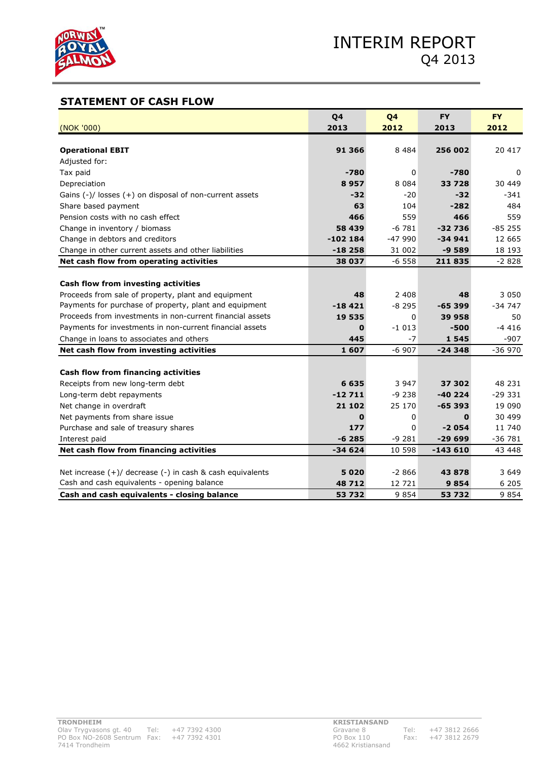## STATEMENT OF CASH FLOW

| (NOK '000) | Q4 2013 | Q4 2012 | FY 2013 | FY 2012 |
|---|---|---|---|---|
| **Operational EBIT** | **91 366** | 8 484 | **256 002** | 20 417 |
| Adjusted for: | | | | |
| Tax paid | **-780** | 0 | **-780** | 0 |
| Depreciation | **8 957** | 8 084 | **33 728** | 30 449 |
| Gains (-)/ losses (+) on disposal of non-current assets | **-32** | -20 | **-32** | -341 |
| Share based payment | **63** | 104 | **-282** | 484 |
| Pension costs with no cash effect | **466** | 559 | **466** | 559 |
| Change in inventory / biomass | **58 439** | -6 781 | **-32 736** | -85 255 |
| Change in debtors and creditors | **-102 184** | -47 990 | **-34 941** | 12 665 |
| Change in other current assets and other liabilities | **-18 258** | 31 002 | **-9 589** | 18 193 |
| **Net cash flow from operating activities** | **38 037** | -6 558 | **211 835** | -2 828 |
| | | | | |
| **Cash flow from investing activities** | | | | |
| Proceeds from sale of property, plant and equipment | **48** | 2 408 | **48** | 3 050 |
| Payments for purchase of property, plant and equipment | **-18 421** | -8 295 | **-65 399** | -34 747 |
| Proceeds from investments in non-current financial assets | **19 535** | 0 | **39 958** | 50 |
| Payments for investments in non-current financial assets | **0** | -1 013 | **-500** | -4 416 |
| Change in loans to associates and others | **445** | -7 | **1 545** | -907 |
| **Net cash flow from investing activities** | **1 607** | -6 907 | **-24 348** | -36 970 |
| | | | | |
| **Cash flow from financing activities** | | | | |
| Receipts from new long-term debt | **6 635** | 3 947 | **37 302** | 48 231 |
| Long-term debt repayments | **-12 711** | -9 238 | **-40 224** | -29 331 |
| Net change in overdraft | **21 102** | 25 170 | **-65 393** | 19 090 |
| Net payments from share issue | **0** | 0 | **0** | 30 499 |
| Purchase and sale of treasury shares | **177** | 0 | **-2 054** | 11 740 |
| Interest paid | **-6 285** | -9 281 | **-29 699** | -36 781 |
| **Net cash flow from financing activities** | **-34 624** | 10 598 | **-143 610** | 43 448 |
| | | | | |
| Net increase (+)/ decrease (-) in cash & cash equivalents | **5 020** | -2 866 | **43 878** | 3 649 |
| Cash and cash equivalents - opening balance | **48 712** | 12 721 | **9 854** | 6 205 |
| **Cash and cash equivalents - closing balance** | **53 732** | 9 854 | **53 732** | 9 854 |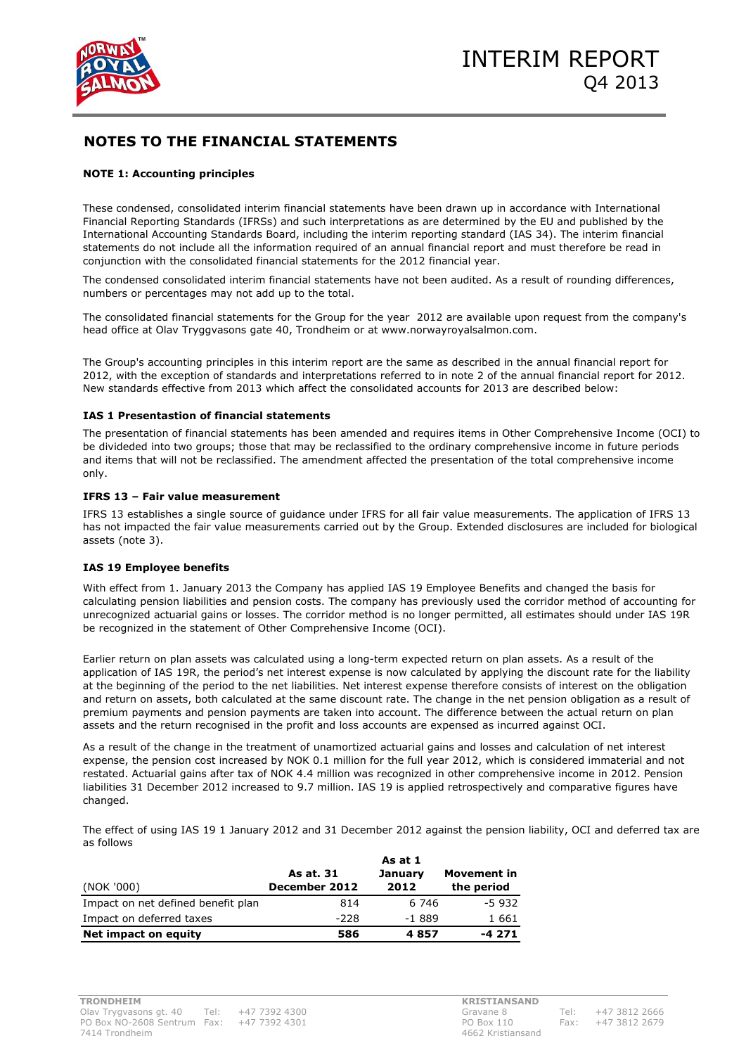## NOTES TO THE FINANCIAL STATEMENTS

**NOTE 1: Accounting principles**

These condensed, consolidated interim financial statements have been drawn up in accordance with International Financial Reporting Standards (IFRSs) and such interpretations as are determined by the EU and published by the International Accounting Standards Board, including the interim reporting standard (IAS 34). The interim financial statements do not include all the information required of an annual financial report and must therefore be read in conjunction with the consolidated financial statements for the 2012 financial year.

The condensed consolidated interim financial statements have not been audited. As a result of rounding differences, numbers or percentages may not add up to the total.

The consolidated financial statements for the Group for the year 2012 are available upon request from the company's head office at Olav Tryggvasons gate 40, Trondheim or at www.norwayroyalsalmon.com.

The Group's accounting principles in this interim report are the same as described in the annual financial report for 2012, with the exception of standards and interpretations referred to in note 2 of the annual financial report for 2012. New standards effective from 2013 which affect the consolidated accounts for 2013 are described below:

**IAS 1 Presentastion of financial statements**

The presentation of financial statements has been amended and requires items in Other Comprehensive Income (OCI) to be divideded into two groups; those that may be reclassified to the ordinary comprehensive income in future periods and items that will not be reclassified. The amendment affected the presentation of the total comprehensive income only.

**IFRS 13 – Fair value measurement**

IFRS 13 establishes a single source of guidance under IFRS for all fair value measurements. The application of IFRS 13 has not impacted the fair value measurements carried out by the Group. Extended disclosures are included for biological assets (note 3).

**IAS 19 Employee benefits**

With effect from 1. January 2013 the Company has applied IAS 19 Employee Benefits and changed the basis for calculating pension liabilities and pension costs. The company has previously used the corridor method of accounting for unrecognized actuarial gains or losses. The corridor method is no longer permitted, all estimates should under IAS 19R be recognized in the statement of Other Comprehensive Income (OCI).

Earlier return on plan assets was calculated using a long-term expected return on plan assets. As a result of the application of IAS 19R, the period's net interest expense is now calculated by applying the discount rate for the liability at the beginning of the period to the net liabilities. Net interest expense therefore consists of interest on the obligation and return on assets, both calculated at the same discount rate. The change in the net pension obligation as a result of premium payments and pension payments are taken into account. The difference between the actual return on plan assets and the return recognised in the profit and loss accounts are expensed as incurred against OCI.

As a result of the change in the treatment of unamortized actuarial gains and losses and calculation of net interest expense, the pension cost increased by NOK 0.1 million for the full year 2012, which is considered immaterial and not restated. Actuarial gains after tax of NOK 4.4 million was recognized in other comprehensive income in 2012. Pension liabilities 31 December 2012 increased to 9.7 million. IAS 19 is applied retrospectively and comparative figures have changed.

The effect of using IAS 19 1 January 2012 and 31 December 2012 against the pension liability, OCI and deferred tax are as follows

| (NOK '000) | As at. 31 December 2012 | As at 1 January 2012 | Movement in the period |
|---|---|---|---|
| Impact on net defined benefit plan | 814 | 6 746 | -5 932 |
| Impact on deferred taxes | -228 | -1 889 | 1 661 |
| **Net impact on equity** | **586** | **4 857** | **-4 271** |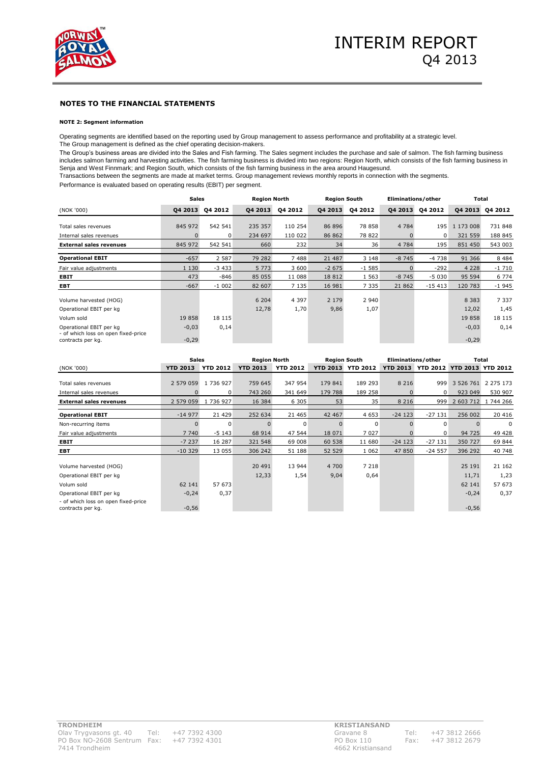## NOTES TO THE FINANCIAL STATEMENTS

#### NOTE 2: Segment information

Operating segments are identified based on the reporting used by Group management to assess performance and profitability at a strategic level. The Group management is defined as the chief operating decision-makers.

The Group's business areas are divided into the Sales and Fish farming. The Sales segment includes the purchase and sale of salmon. The fish farming business includes salmon farming and harvesting activities. The fish farming business is divided into two regions: Region North, which consists of the fish farming business in Senja and West Finnmark; and Region South, which consists of the fish farming business in the area around Haugesund.

Transactions between the segments are made at market terms. Group management reviews monthly reports in connection with the segments.

Performance is evaluated based on operating results (EBIT) per segment.

| | Sales | | Region North | | Region South | | Eliminations/other | | Total | |
|---|---|---|---|---|---|---|---|---|---|---|
| (NOK '000) | Q4 2013 | Q4 2012 | Q4 2013 | Q4 2012 | Q4 2013 | Q4 2012 | Q4 2013 | Q4 2012 | Q4 2013 | Q4 2012 |
| Total sales revenues | 845 972 | 542 541 | 235 357 | 110 254 | 86 896 | 78 858 | 4 784 | 195 | 1 173 008 | 731 848 |
| Internal sales revenues | 0 | 0 | 234 697 | 110 022 | 86 862 | 78 822 | 0 | 0 | 321 559 | 188 845 |
| **External sales revenues** | 845 972 | 542 541 | 660 | 232 | 34 | 36 | 4 784 | 195 | 851 450 | 543 003 |
| **Operational EBIT** | -657 | 2 587 | 79 282 | 7 488 | 21 487 | 3 148 | -8 745 | -4 738 | 91 366 | 8 484 |
| Fair value adjustments | 1 130 | -3 433 | 5 773 | 3 600 | -2 675 | -1 585 | 0 | -292 | 4 228 | -1 710 |
| **EBIT** | 473 | -846 | 85 055 | 11 088 | 18 812 | 1 563 | -8 745 | -5 030 | 95 594 | 6 774 |
| **EBT** | -667 | -1 002 | 82 607 | 7 135 | 16 981 | 7 335 | 21 862 | -15 413 | 120 783 | -1 945 |
| Volume harvested (HOG) | | | 6 204 | 4 397 | 2 179 | 2 940 | | | 8 383 | 7 337 |
| Operational EBIT per kg | | | 12,78 | 1,70 | 9,86 | 1,07 | | | 12,02 | 1,45 |
| Volum sold | 19 858 | 18 115 | | | | | | | 19 858 | 18 115 |
| Operational EBIT per kg | -0,03 | 0,14 | | | | | | | -0,03 | 0,14 |
| - of which loss on open fixed-price contracts per kg. | -0,29 | | | | | | | | -0,29 | |

| | Sales | | Region North | | Region South | | Eliminations/other | | Total | |
|---|---|---|---|---|---|---|---|---|---|---|
| (NOK '000) | YTD 2013 | YTD 2012 | YTD 2013 | YTD 2012 | YTD 2013 | YTD 2012 | YTD 2013 | YTD 2012 | YTD 2013 | YTD 2012 |
| Total sales revenues | 2 579 059 | 1 736 927 | 759 645 | 347 954 | 179 841 | 189 293 | 8 216 | 999 | 3 526 761 | 2 275 173 |
| Internal sales revenues | 0 | 0 | 743 260 | 341 649 | 179 788 | 189 258 | 0 | 0 | 923 049 | 530 907 |
| **External sales revenues** | 2 579 059 | 1 736 927 | 16 384 | 6 305 | 53 | 35 | 8 216 | 999 | 2 603 712 | 1 744 266 |
| **Operational EBIT** | -14 977 | 21 429 | 252 634 | 21 465 | 42 467 | 4 653 | -24 123 | -27 131 | 256 002 | 20 416 |
| Non-recurring items | 0 | 0 | 0 | 0 | 0 | 0 | 0 | 0 | 0 | 0 |
| Fair value adjustments | 7 740 | -5 143 | 68 914 | 47 544 | 18 071 | 7 027 | 0 | 0 | 94 725 | 49 428 |
| **EBIT** | -7 237 | 16 287 | 321 548 | 69 008 | 60 538 | 11 680 | -24 123 | -27 131 | 350 727 | 69 844 |
| **EBT** | -10 329 | 13 055 | 306 242 | 51 188 | 52 529 | 1 062 | 47 850 | -24 557 | 396 292 | 40 748 |
| Volume harvested (HOG) | | | 20 491 | 13 944 | 4 700 | 7 218 | | | 25 191 | 21 162 |
| Operational EBIT per kg | | | 12,33 | 1,54 | 9,04 | 0,64 | | | 11,71 | 1,23 |
| Volum sold | 62 141 | 57 673 | | | | | | | 62 141 | 57 673 |
| Operational EBIT per kg | -0,24 | 0,37 | | | | | | | -0,24 | 0,37 |
| - of which loss on open fixed-price contracts per kg. | -0,56 | | | | | | | | -0,56 | |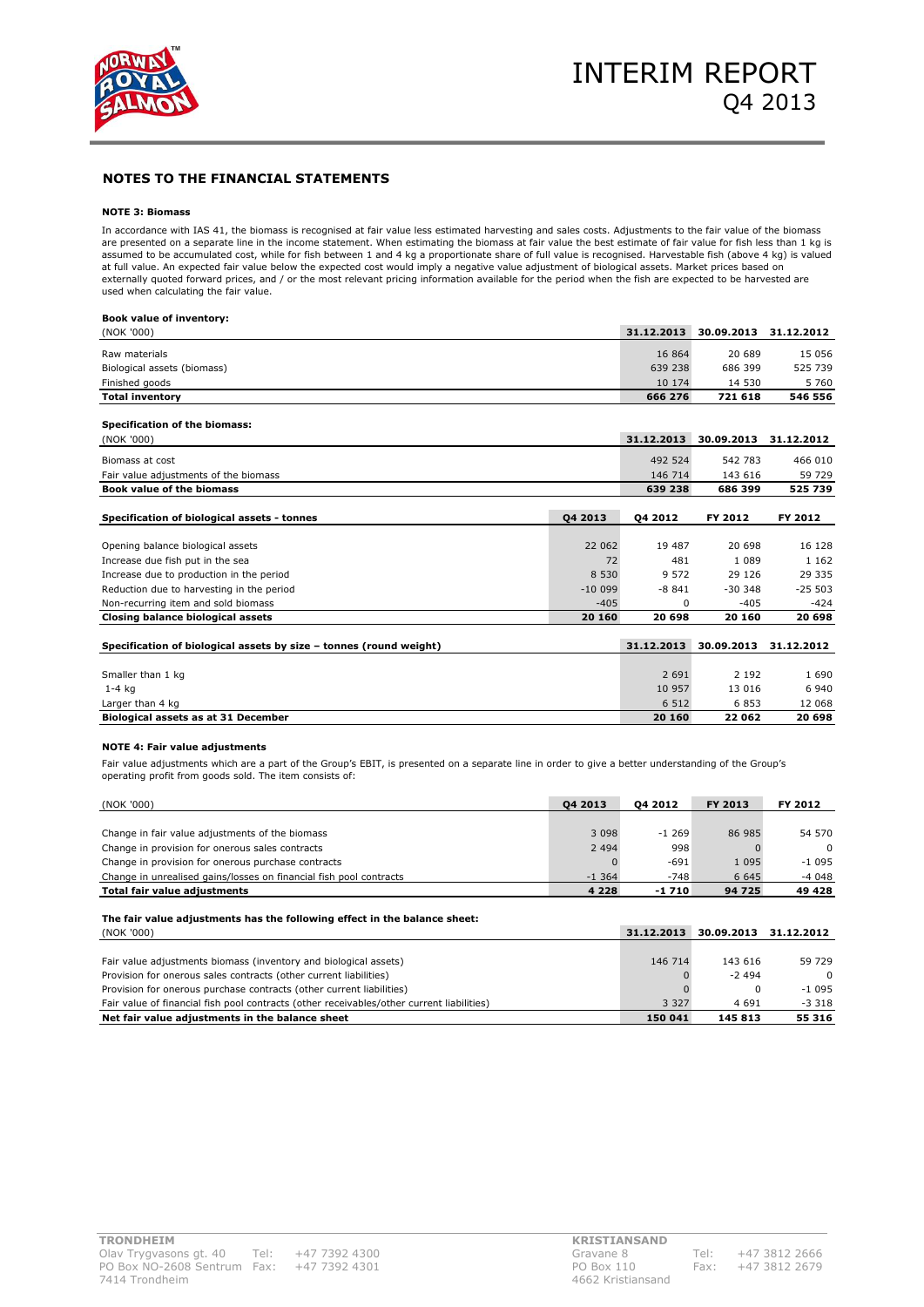## NOTES TO THE FINANCIAL STATEMENTS

### NOTE 3: Biomass

In accordance with IAS 41, the biomass is recognised at fair value less estimated harvesting and sales costs. Adjustments to the fair value of the biomass are presented on a separate line in the income statement. When estimating the biomass at fair value the best estimate of fair value for fish less than 1 kg is assumed to be accumulated cost, while for fish between 1 and 4 kg a proportionate share of full value is recognised. Harvestable fish (above 4 kg) is valued at full value. An expected fair value below the expected cost would imply a negative value adjustment of biological assets. Market prices based on externally quoted forward prices, and / or the most relevant pricing information available for the period when the fish are expected to be harvested are used when calculating the fair value.

**Book value of inventory:**

| (NOK '000) | 31.12.2013 | 30.09.2013 | 31.12.2012 |
|---|---|---|---|
| Raw materials | 16 864 | 20 689 | 15 056 |
| Biological assets (biomass) | 639 238 | 686 399 | 525 739 |
| Finished goods | 10 174 | 14 530 | 5 760 |
| **Total inventory** | **666 276** | **721 618** | **546 556** |

**Specification of the biomass:**

| (NOK '000) | 31.12.2013 | 30.09.2013 | 31.12.2012 |
|---|---|---|---|
| Biomass at cost | 492 524 | 542 783 | 466 010 |
| Fair value adjustments of the biomass | 146 714 | 143 616 | 59 729 |
| **Book value of the biomass** | **639 238** | **686 399** | **525 739** |

| **Specification of biological assets - tonnes** | Q4 2013 | Q4 2012 | FY 2012 | FY 2012 |
|---|---|---|---|---|
| Opening balance biological assets | 22 062 | 19 487 | 20 698 | 16 128 |
| Increase due fish put in the sea | 72 | 481 | 1 089 | 1 162 |
| Increase due to production in the period | 8 530 | 9 572 | 29 126 | 29 335 |
| Reduction due to harvesting in the period | -10 099 | -8 841 | -30 348 | -25 503 |
| Non-recurring item and sold biomass | -405 | 0 | -405 | -424 |
| **Closing balance biological assets** | **20 160** | **20 698** | **20 160** | **20 698** |

| **Specification of biological assets by size – tonnes (round weight)** | 31.12.2013 | 30.09.2013 | 31.12.2012 |
|---|---|---|---|
| Smaller than 1 kg | 2 691 | 2 192 | 1 690 |
| 1-4 kg | 10 957 | 13 016 | 6 940 |
| Larger than 4 kg | 6 512 | 6 853 | 12 068 |
| **Biological assets as at 31 December** | **20 160** | **22 062** | **20 698** |

### NOTE 4: Fair value adjustments

Fair value adjustments which are a part of the Group's EBIT, is presented on a separate line in order to give a better understanding of the Group's operating profit from goods sold. The item consists of:

| (NOK '000) | Q4 2013 | Q4 2012 | FY 2013 | FY 2012 |
|---|---|---|---|---|
| Change in fair value adjustments of the biomass | 3 098 | -1 269 | 86 985 | 54 570 |
| Change in provision for onerous sales contracts | 2 494 | 998 | 0 | 0 |
| Change in provision for onerous purchase contracts | 0 | -691 | 1 095 | -1 095 |
| Change in unrealised gains/losses on financial fish pool contracts | -1 364 | -748 | 6 645 | -4 048 |
| **Total fair value adjustments** | **4 228** | **-1 710** | **94 725** | **49 428** |

**The fair value adjustments has the following effect in the balance sheet:**

| (NOK '000) | 31.12.2013 | 30.09.2013 | 31.12.2012 |
|---|---|---|---|
| Fair value adjustments biomass (inventory and biological assets) | 146 714 | 143 616 | 59 729 |
| Provision for onerous sales contracts (other current liabilities) | 0 | -2 494 | 0 |
| Provision for onerous purchase contracts (other current liabilities) | 0 | 0 | -1 095 |
| Fair value of financial fish pool contracts (other receivables/other current liabilities) | 3 327 | 4 691 | -3 318 |
| **Net fair value adjustments in the balance sheet** | **150 041** | **145 813** | **55 316** |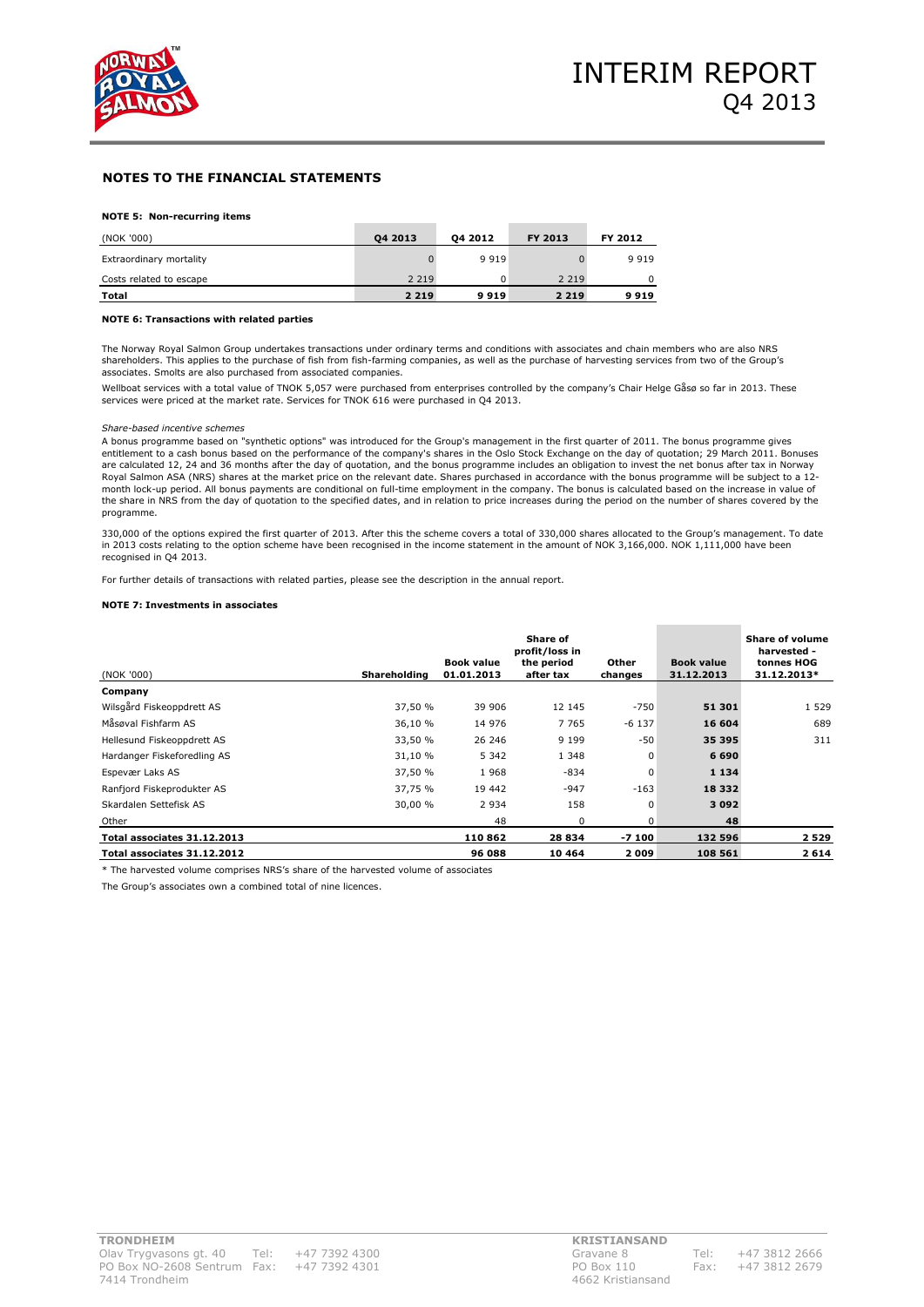## NOTES TO THE FINANCIAL STATEMENTS

### NOTE 5: Non-recurring items

| (NOK '000) | Q4 2013 | Q4 2012 | FY 2013 | FY 2012 |
|---|---|---|---|---|
| Extraordinary mortality | 0 | 9 919 | 0 | 9 919 |
| Costs related to escape | 2 219 | 0 | 2 219 | 0 |
| **Total** | **2 219** | **9 919** | **2 219** | **9 919** |

### NOTE 6: Transactions with related parties

The Norway Royal Salmon Group undertakes transactions under ordinary terms and conditions with associates and chain members who are also NRS shareholders. This applies to the purchase of fish from fish-farming companies, as well as the purchase of harvesting services from two of the Group's associates. Smolts are also purchased from associated companies.

Wellboat services with a total value of TNOK 5,057 were purchased from enterprises controlled by the company's Chair Helge Gåsø so far in 2013. These services were priced at the market rate. Services for TNOK 616 were purchased in Q4 2013.

*Share-based incentive schemes*

A bonus programme based on "synthetic options" was introduced for the Group's management in the first quarter of 2011. The bonus programme gives entitlement to a cash bonus based on the performance of the company's shares in the Oslo Stock Exchange on the day of quotation; 29 March 2011. Bonuses are calculated 12, 24 and 36 months after the day of quotation, and the bonus programme includes an obligation to invest the net bonus after tax in Norway Royal Salmon ASA (NRS) shares at the market price on the relevant date. Shares purchased in accordance with the bonus programme will be subject to a 12-month lock-up period. All bonus payments are conditional on full-time employment in the company. The bonus is calculated based on the increase in value of the share in NRS from the day of quotation to the specified dates, and in relation to price increases during the period on the number of shares covered by the programme.

330,000 of the options expired the first quarter of 2013. After this the scheme covers a total of 330,000 shares allocated to the Group's management. To date in 2013 costs relating to the option scheme have been recognised in the income statement in the amount of NOK 3,166,000. NOK 1,111,000 have been recognised in Q4 2013.

For further details of transactions with related parties, please see the description in the annual report.

### NOTE 7: Investments in associates

| (NOK '000) | Shareholding | Book value 01.01.2013 | Share of profit/loss in the period after tax | Other changes | Book value 31.12.2013 | Share of volume harvested - tonnes HOG 31.12.2013* |
|---|---|---|---|---|---|---|
| **Company** | | | | | | |
| Wilsgård Fiskeoppdrett AS | 37,50 % | 39 906 | 12 145 | -750 | **51 301** | 1 529 |
| Måsøval Fishfarm AS | 36,10 % | 14 976 | 7 765 | -6 137 | **16 604** | 689 |
| Hellesund Fiskeoppdrett AS | 33,50 % | 26 246 | 9 199 | -50 | **35 395** | 311 |
| Hardanger Fiskeforedling AS | 31,10 % | 5 342 | 1 348 | 0 | **6 690** | |
| Espevær Laks AS | 37,50 % | 1 968 | -834 | 0 | **1 134** | |
| Ranfjord Fiskeprodukter AS | 37,75 % | 19 442 | -947 | -163 | **18 332** | |
| Skardalen Settefisk AS | 30,00 % | 2 934 | 158 | 0 | **3 092** | |
| Other | | 48 | 0 | 0 | **48** | |
| **Total associates 31.12.2013** | | **110 862** | **28 834** | **-7 100** | **132 596** | **2 529** |
| **Total associates 31.12.2012** | | **96 088** | **10 464** | **2 009** | **108 561** | **2 614** |

\* The harvested volume comprises NRS's share of the harvested volume of associates

The Group's associates own a combined total of nine licences.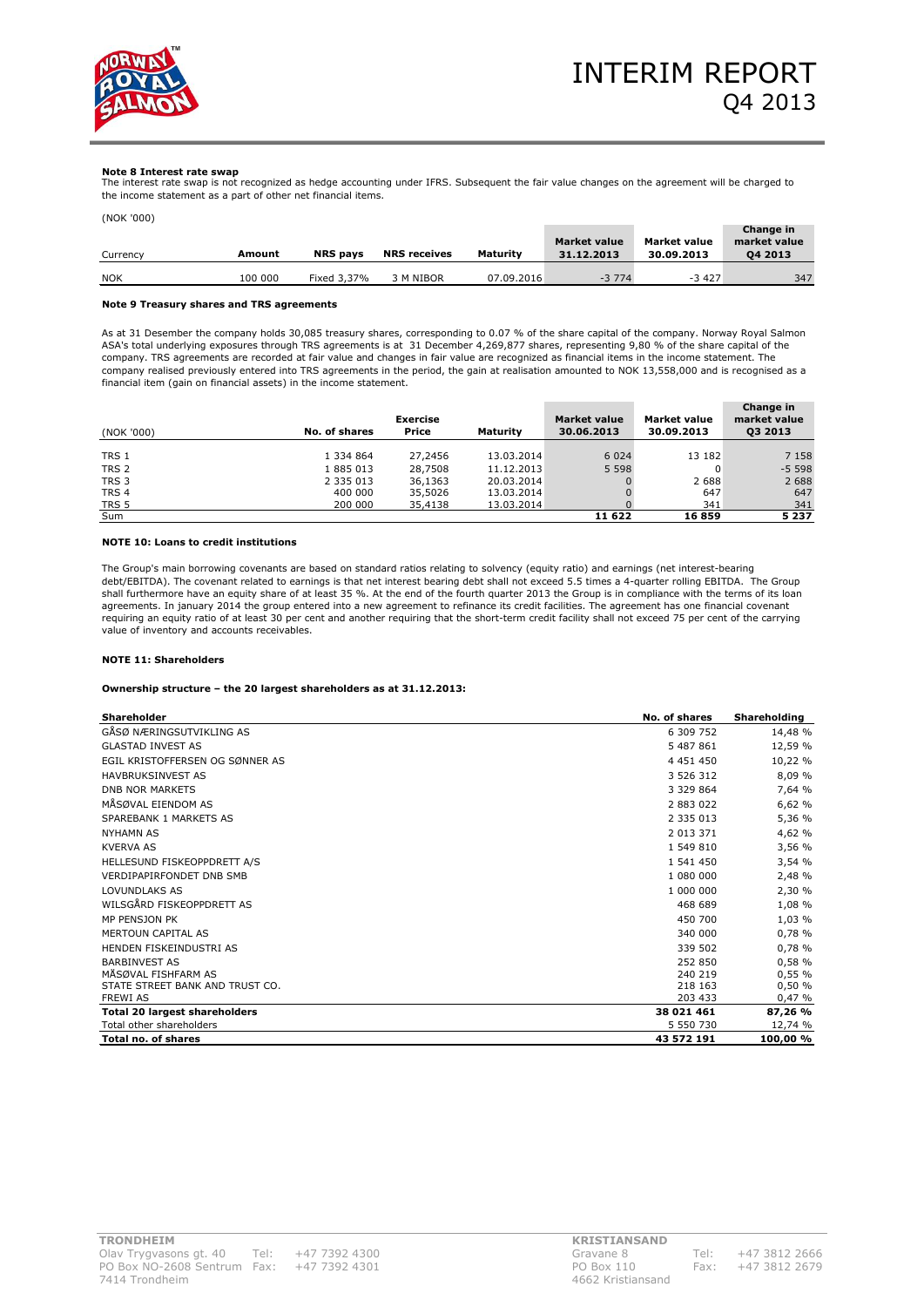**Note 8 Interest rate swap**
The interest rate swap is not recognized as hedge accounting under IFRS. Subsequent the fair value changes on the agreement will be charged to the income statement as a part of other net financial items.

(NOK '000)

| Currency | Amount | NRS pays | NRS receives | Maturity | Market value 31.12.2013 | Market value 30.09.2013 | Change in market value Q4 2013 |
|---|---|---|---|---|---|---|---|
| NOK | 100 000 | Fixed 3,37% | 3 M NIBOR | 07.09.2016 | -3 774 | -3 427 | 347 |

**Note 9 Treasury shares and TRS agreements**

As at 31 Desember the company holds 30,085 treasury shares, corresponding to 0.07 % of the share capital of the company. Norway Royal Salmon ASA's total underlying exposures through TRS agreements is at 31 December 4,269,877 shares, representing 9,80 % of the share capital of the company. TRS agreements are recorded at fair value and changes in fair value are recognized as financial items in the income statement. The company realised previously entered into TRS agreements in the period, the gain at realisation amounted to NOK 13,558,000 and is recognised as a financial item (gain on financial assets) in the income statement.

| (NOK '000) | No. of shares | Exercise Price | Maturity | Market value 30.06.2013 | Market value 30.09.2013 | Change in market value Q3 2013 |
|---|---|---|---|---|---|---|
| TRS 1 | 1 334 864 | 27,2456 | 13.03.2014 | 6 024 | 13 182 | 7 158 |
| TRS 2 | 1 885 013 | 28,7508 | 11.12.2013 | 5 598 | 0 | -5 598 |
| TRS 3 | 2 335 013 | 36,1363 | 20.03.2014 | 0 | 2 688 | 2 688 |
| TRS 4 | 400 000 | 35,5026 | 13.03.2014 | 0 | 647 | 647 |
| TRS 5 | 200 000 | 35,4138 | 13.03.2014 | 0 | 341 | 341 |
| Sum | | | | **11 622** | **16 859** | **5 237** |

**NOTE 10: Loans to credit institutions**

The Group's main borrowing covenants are based on standard ratios relating to solvency (equity ratio) and earnings (net interest-bearing debt/EBITDA). The covenant related to earnings is that net interest bearing debt shall not exceed 5.5 times a 4-quarter rolling EBITDA. The Group shall furthermore have an equity share of at least 35 %. At the end of the fourth quarter 2013 the Group is in compliance with the terms of its loan agreements. In january 2014 the group entered into a new agreement to refinance its credit facilities. The agreement has one financial covenant requiring an equity ratio of at least 30 per cent and another requiring that the short-term credit facility shall not exceed 75 per cent of the carrying value of inventory and accounts receivables.

**NOTE 11: Shareholders**

**Ownership structure – the 20 largest shareholders as at 31.12.2013:**

| Shareholder | No. of shares | Shareholding |
|---|---|---|
| GÅSØ NÆRINGSUTVIKLING AS | 6 309 752 | 14,48 % |
| GLASTAD INVEST AS | 5 487 861 | 12,59 % |
| EGIL KRISTOFFERSEN OG SØNNER AS | 4 451 450 | 10,22 % |
| HAVBRUKSINVEST AS | 3 526 312 | 8,09 % |
| DNB NOR MARKETS | 3 329 864 | 7,64 % |
| MÅSØVAL EIENDOM AS | 2 883 022 | 6,62 % |
| SPAREBANK 1 MARKETS AS | 2 335 013 | 5,36 % |
| NYHAMN AS | 2 013 371 | 4,62 % |
| KVERVA AS | 1 549 810 | 3,56 % |
| HELLESUND FISKEOPPDRETT A/S | 1 541 450 | 3,54 % |
| VERDIPAPIRFONDET DNB SMB | 1 080 000 | 2,48 % |
| LOVUNDLAKS AS | 1 000 000 | 2,30 % |
| WILSGÅRD FISKEOPPDRETT AS | 468 689 | 1,08 % |
| MP PENSJON PK | 450 700 | 1,03 % |
| MERTOUN CAPITAL AS | 340 000 | 0,78 % |
| HENDEN FISKEINDUSTRI AS | 339 502 | 0,78 % |
| BARBINVEST AS | 252 850 | 0,58 % |
| MÅSØVAL FISHFARM AS | 240 219 | 0,55 % |
| STATE STREET BANK AND TRUST CO. | 218 163 | 0,50 % |
| FREWI AS | 203 433 | 0,47 % |
| **Total 20 largest shareholders** | **38 021 461** | **87,26 %** |
| Total other shareholders | 5 550 730 | 12,74 % |
| **Total no. of shares** | **43 572 191** | **100,00 %** |